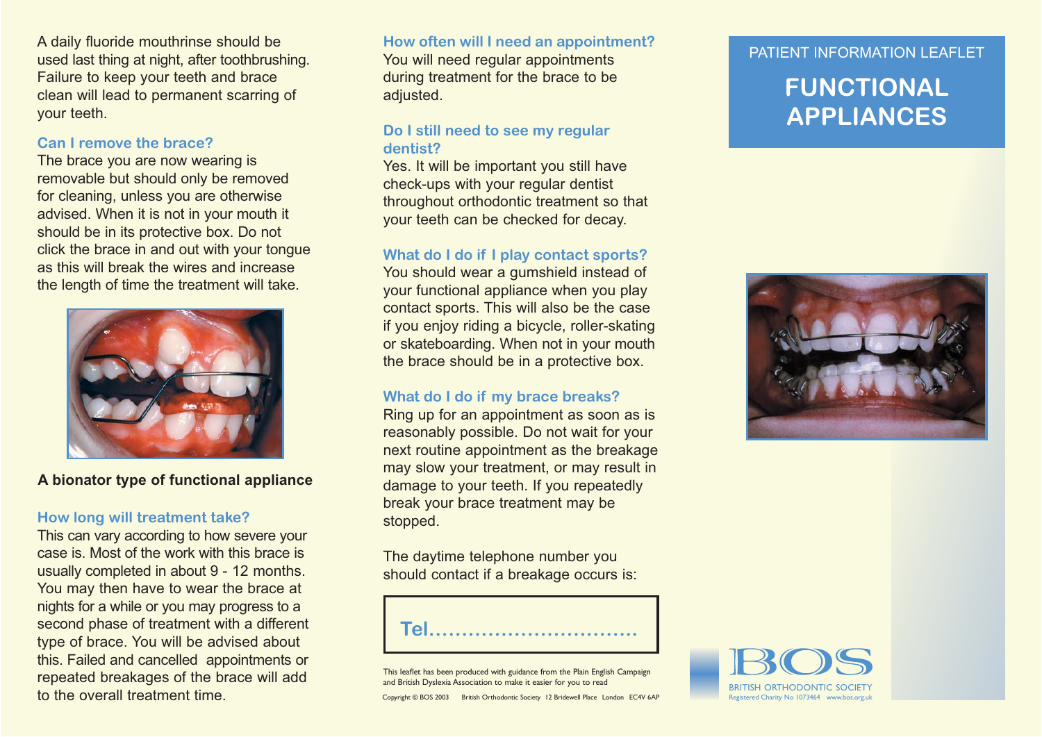A daily fluoride mouthrinse should be used last thing at night, after toothbrushing. Failure to keep your teeth and brace clean will lead to permanent scarring of your teeth.

### Can I remove the brace?

The brace you are now wearing is removable but should only be removed for cleaning, unless you are otherwise advised. When it is not in your mouth it should be in its protective box. Do not click the brace in and out with your tongue as this will break the wires and increase the length of time the treatment will take.

**A bionator type of functional appliance**

### How long will treatment take?

This can vary according to how severe your case is. Most of the work with this brace is usually completed in about 9 - 12 months. You may then have to wear the brace at nights for a while or you may progress to a second phase of treatment with a different type of brace. You will be advised about this. Failed and cancelled appointments or repeated breakages of the brace will add to the overall treatment time.

### How often will I need an appointment?

You will need regular appointments during treatment for the brace to be adjusted.

### Do I still need to see my regular dentist?

Yes. It will be important you still have check-ups with your regular dentist throughout orthodontic treatment so that your teeth can be checked for decay.

### What do I do if I play contact sports?

You should wear a gumshield instead of your functional appliance when you play contact sports. This will also be the case if you enjoy riding a bicycle, roller-skating or skateboarding. When not in your mouth the brace should be in a protective box.

### What do I do if my brace breaks?

Ring up for an appointment as soon as is reasonably possible. Do not wait for your next routine appointment as the breakage may slow your treatment, or may result in damage to your teeth. If you repeatedly break your brace treatment may be stopped.

The daytime telephone number you should contact if a breakage occurs is:

**Tel................................**

This leaflet has been produced with guidance from the Plain English Campaign and British Dyslexia Association to make it easier for you to read

Copyright © BOS 2003 British Orthodontic Society 12 Bridewell Place London EC4V 6AP

PATIENT INFORMATION LEAFLET

# FUNCTIONAL APPLIANCES

BOS

BRITISH ORTHODONTIC SOCIETY

Registered Charity No 1073464 www.bos.org.uk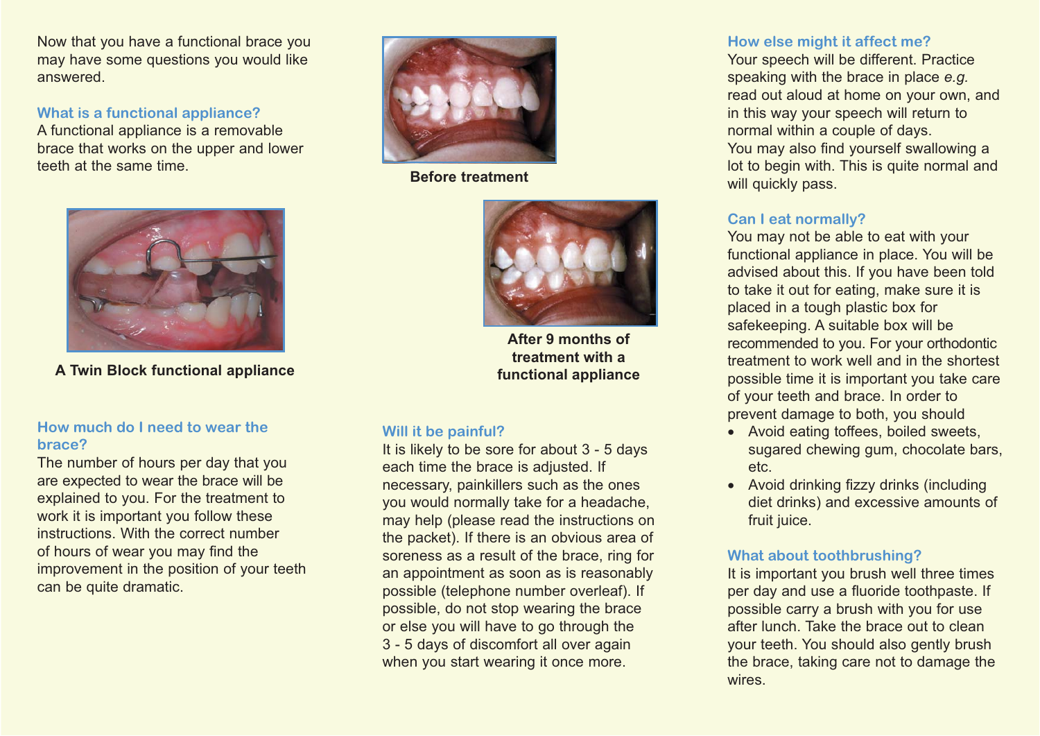Now that you have a functional brace you may have some questions you would like answered.

### What is a functional appliance?

A functional appliance is a removable brace that works on the upper and lower teeth at the same time.

**A Twin Block functional appliance**

### How much do I need to wear the brace?

The number of hours per day that you are expected to wear the brace will be explained to you. For the treatment to work it is important you follow these instructions. With the correct number of hours of wear you may find the improvement in the position of your teeth can be quite dramatic.

**Before treatment**

**After 9 months of treatment with a functional appliance**

### Will it be painful?

It is likely to be sore for about 3 - 5 days each time the brace is adjusted. If necessary, painkillers such as the ones you would normally take for a headache, may help (please read the instructions on the packet). If there is an obvious area of soreness as a result of the brace, ring for an appointment as soon as is reasonably possible (telephone number overleaf). If possible, do not stop wearing the brace or else you will have to go through the 3 - 5 days of discomfort all over again when you start wearing it once more.

### How else might it affect me?

Your speech will be different. Practice speaking with the brace in place *e.g.* read out aloud at home on your own, and in this way your speech will return to normal within a couple of days.

You may also find yourself swallowing a lot to begin with. This is quite normal and will quickly pass.

### Can I eat normally?

You may not be able to eat with your functional appliance in place. You will be advised about this. If you have been told to take it out for eating, make sure it is placed in a tough plastic box for safekeeping. A suitable box will be recommended to you. For your orthodontic treatment to work well and in the shortest possible time it is important you take care of your teeth and brace. In order to prevent damage to both, you should

- Avoid eating toffees, boiled sweets, sugared chewing gum, chocolate bars, etc.
- Avoid drinking fizzy drinks (including diet drinks) and excessive amounts of fruit juice.

### What about toothbrushing?

It is important you brush well three times per day and use a fluoride toothpaste. If possible carry a brush with you for use after lunch. Take the brace out to clean your teeth. You should also gently brush the brace, taking care not to damage the wires.